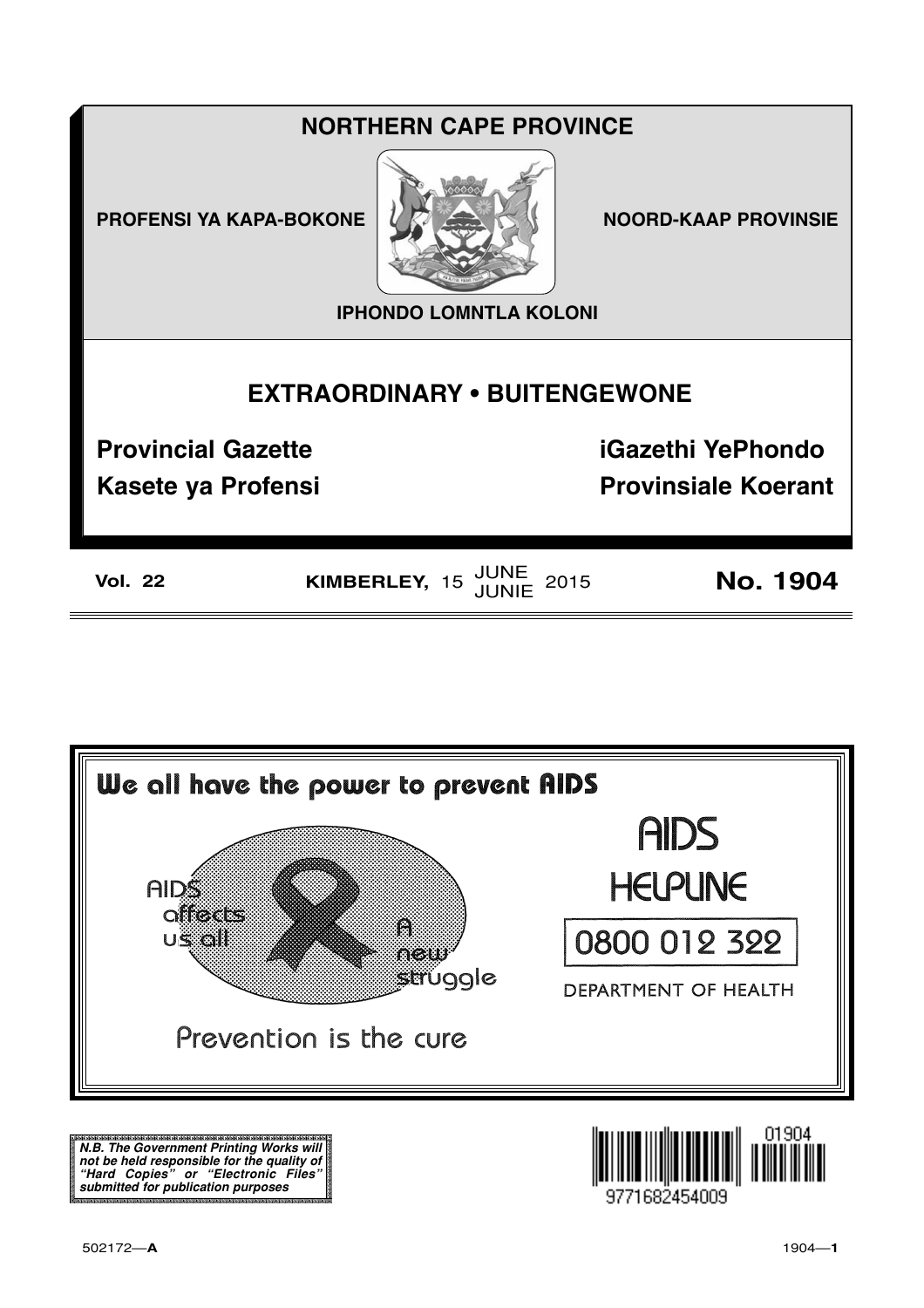# NORTHERN CAPE PROVINCE

PROFENSI YA KAPA-BOKONE

NOORD-KAAP PROVINSIE

IPHONDO LOMNTLA KOLONI

## EXTRAORDINARY • BUITENGEWONE

**Provincial Gazette**

**iGazethi YePhondo**

**Kasete ya Profensi**

**Provinsiale Koerant**

**Vol. 22** **KIMBERLEY,** 15 JUNE JUNIE 2015 **No. 1904**

**We all have the power to prevent AIDS**

AIDS affects us all

A new struggle

Prevention is the cure

AIDS HELPLINE

0800 012 322

DEPARTMENT OF HEALTH

***N.B. The Government Printing Works will not be held responsible for the quality of "Hard Copies" or "Electronic Files" submitted for publication purposes***

01904

9771682454009

502172—**A**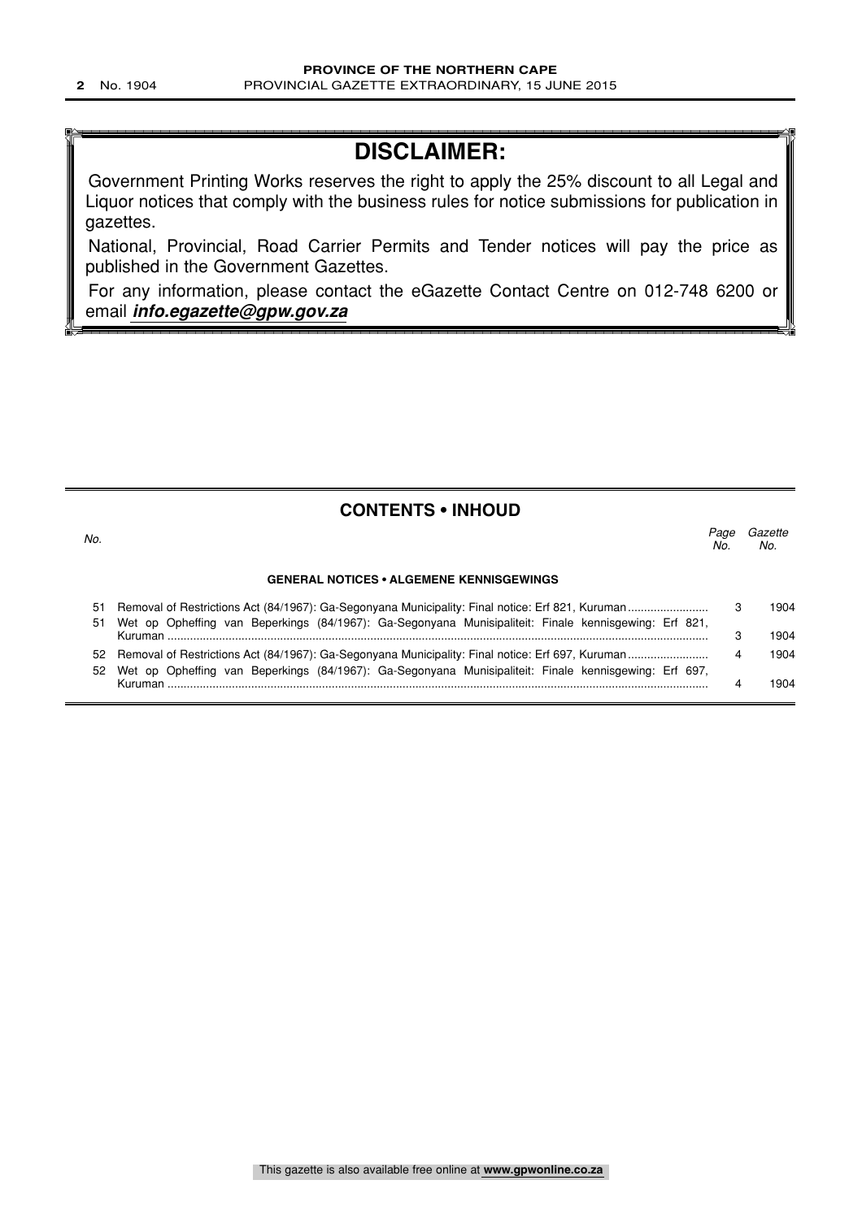## DISCLAIMER:

Government Printing Works reserves the right to apply the 25% discount to all Legal and Liquor notices that comply with the business rules for notice submissions for publication in gazettes.

National, Provincial, Road Carrier Permits and Tender notices will pay the price as published in the Government Gazettes.

For any information, please contact the eGazette Contact Centre on 012-748 6200 or email ***info.egazette@gpw.gov.za***

## CONTENTS • INHOUD

| *No.* | | *Page No.* | *Gazette No.* |
|---|---|---|---|
| | **GENERAL NOTICES • ALGEMENE KENNISGEWINGS** | | |
| 51 | Removal of Restrictions Act (84/1967): Ga-Segonyana Municipality: Final notice: Erf 821, Kuruman | 3 | 1904 |
| 51 | Wet op Opheffing van Beperkings (84/1967): Ga-Segonyana Munisipaliteit: Finale kennisgewing: Erf 821, Kuruman | 3 | 1904 |
| 52 | Removal of Restrictions Act (84/1967): Ga-Segonyana Municipality: Final notice: Erf 697, Kuruman | 4 | 1904 |
| 52 | Wet op Opheffing van Beperkings (84/1967): Ga-Segonyana Munisipaliteit: Finale kennisgewing: Erf 697, Kuruman | 4 | 1904 |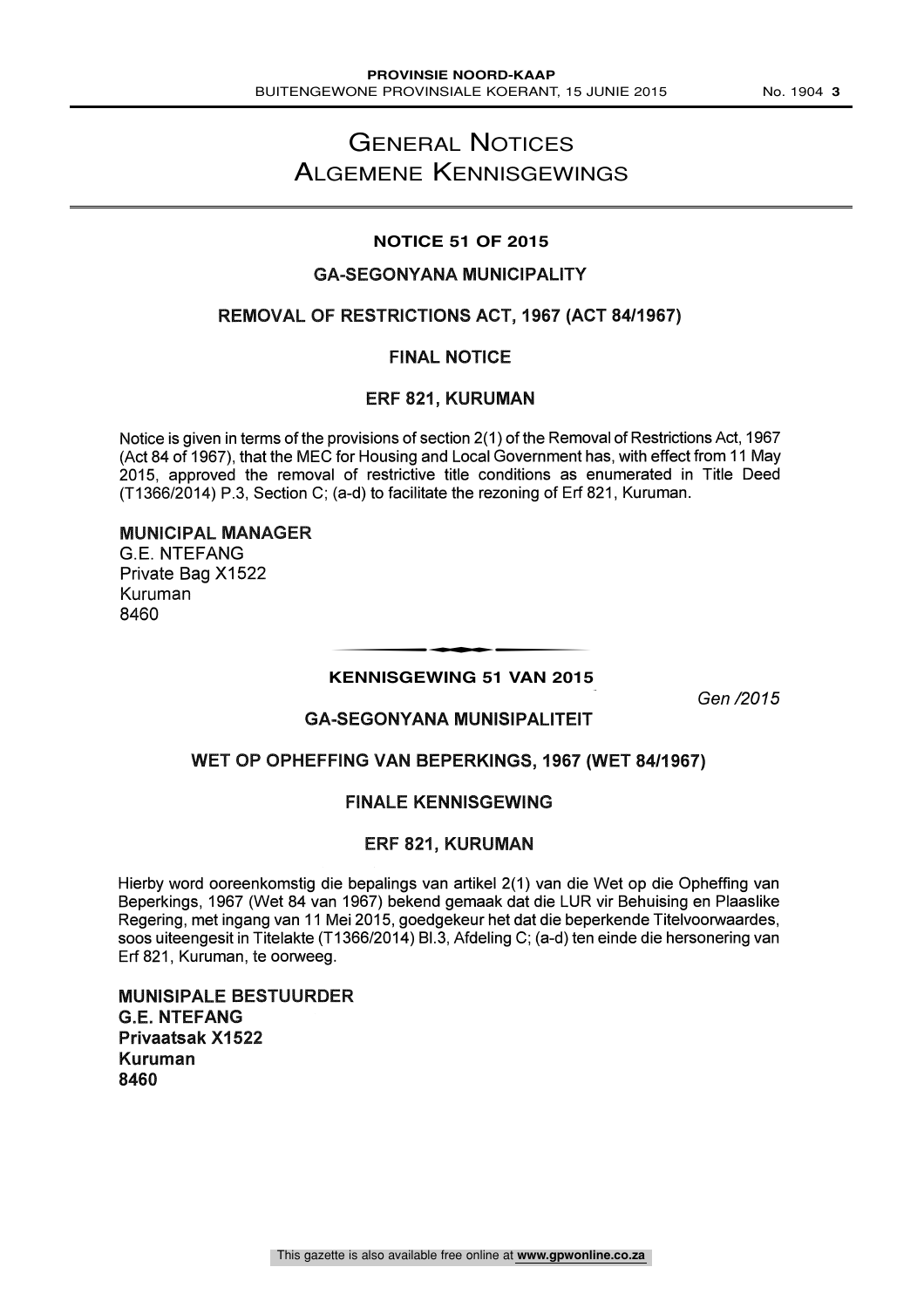# General Notices
# Algemene Kennisgewings

## NOTICE 51 OF 2015

### GA-SEGONYANA MUNICIPALITY

### REMOVAL OF RESTRICTIONS ACT, 1967 (ACT 84/1967)

### FINAL NOTICE

### ERF 821, KURUMAN

Notice is given in terms of the provisions of section 2(1) of the Removal of Restrictions Act, 1967 (Act 84 of 1967), that the MEC for Housing and Local Government has, with effect from 11 May 2015, approved the removal of restrictive title conditions as enumerated in Title Deed (T1366/2014) P.3, Section C; (a-d) to facilitate the rezoning of Erf 821, Kuruman.

**MUNICIPAL MANAGER**
G.E. NTEFANG
Private Bag X1522
Kuruman
8460

---

## KENNISGEWING 51 VAN 2015

*Gen /2015*

### GA-SEGONYANA MUNISIPALITEIT

### WET OP OPHEFFING VAN BEPERKINGS, 1967 (WET 84/1967)

### FINALE KENNISGEWING

### ERF 821, KURUMAN

Hierby word ooreenkomstig die bepalings van artikel 2(1) van die Wet op die Opheffing van Beperkings, 1967 (Wet 84 van 1967) bekend gemaak dat die LUR vir Behuising en Plaaslike Regering, met ingang van 11 Mei 2015, goedgekeur het dat die beperkende Titelvoorwaardes, soos uiteengesit in Titelakte (T1366/2014) Bl.3, Afdeling C; (a-d) ten einde die hersonering van Erf 821, Kuruman, te oorweeg.

**MUNISIPALE BESTUURDER**
**G.E. NTEFANG**
**Privaatsak X1522**
**Kuruman**
**8460**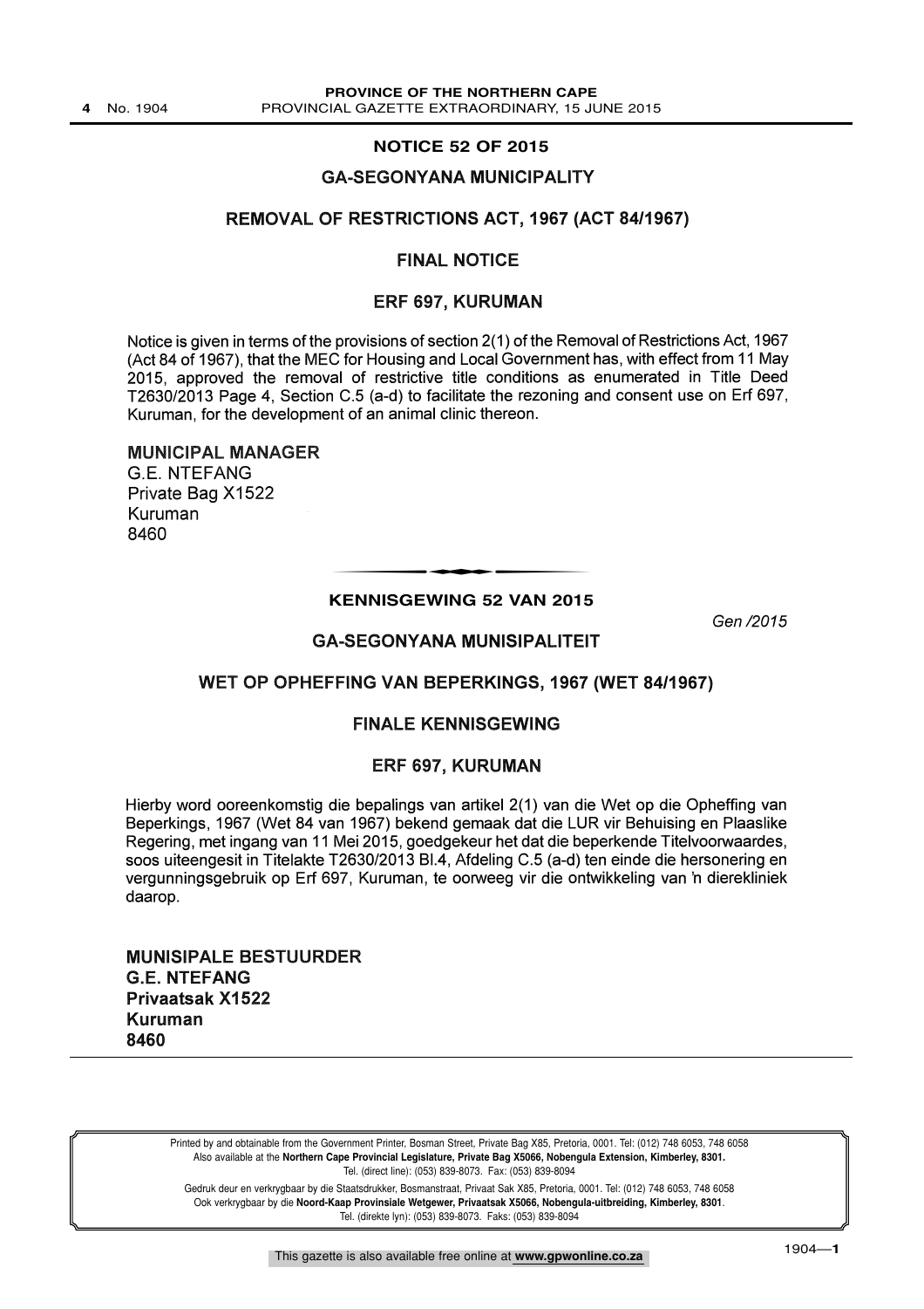## NOTICE 52 OF 2015

### GA-SEGONYANA MUNICIPALITY

### REMOVAL OF RESTRICTIONS ACT, 1967 (ACT 84/1967)

### FINAL NOTICE

### ERF 697, KURUMAN

Notice is given in terms of the provisions of section 2(1) of the Removal of Restrictions Act, 1967 (Act 84 of 1967), that the MEC for Housing and Local Government has, with effect from 11 May 2015, approved the removal of restrictive title conditions as enumerated in Title Deed T2630/2013 Page 4, Section C.5 (a-d) to facilitate the rezoning and consent use on Erf 697, Kuruman, for the development of an animal clinic thereon.

MUNICIPAL MANAGER
G.E. NTEFANG
Private Bag X1522
Kuruman
8460

---

## KENNISGEWING 52 VAN 2015

*Gen /2015*

### GA-SEGONYANA MUNISIPALITEIT

### WET OP OPHEFFING VAN BEPERKINGS, 1967 (WET 84/1967)

### FINALE KENNISGEWING

### ERF 697, KURUMAN

Hierby word ooreenkomstig die bepalings van artikel 2(1) van die Wet op die Opheffing van Beperkings, 1967 (Wet 84 van 1967) bekend gemaak dat die LUR vir Behuising en Plaaslike Regering, met ingang van 11 Mei 2015, goedgekeur het dat die beperkende Titelvoorwaardes, soos uiteengesit in Titelakte T2630/2013 Bl.4, Afdeling C.5 (a-d) ten einde die hersonering en vergunningsgebruik op Erf 697, Kuruman, te oorweeg vir die ontwikkeling van 'n diereskliniek daarop.

**MUNISIPALE BESTUURDER**
**G.E. NTEFANG**
**Privaatsak X1522**
**Kuruman**
**8460**

---

Printed by and obtainable from the Government Printer, Bosman Street, Private Bag X85, Pretoria, 0001. Tel: (012) 748 6053, 748 6058
Also available at the **Northern Cape Provincial Legislature, Private Bag X5066, Nobengula Extension, Kimberley, 8301.**
Tel. (direct line): (053) 839-8073. Fax: (053) 839-8094

Gedruk deur en verkrygbaar by die Staatsdrukker, Bosmanstraat, Privaat Sak X85, Pretoria, 0001. Tel: (012) 748 6053, 748 6058
Ook verkrygbaar by die **Noord-Kaap Provinsiale Wetgewer, Privaatsak X5066, Nobengula-uitbreiding, Kimberley, 8301**.
Tel. (direkte lyn): (053) 839-8073. Faks: (053) 839-8094